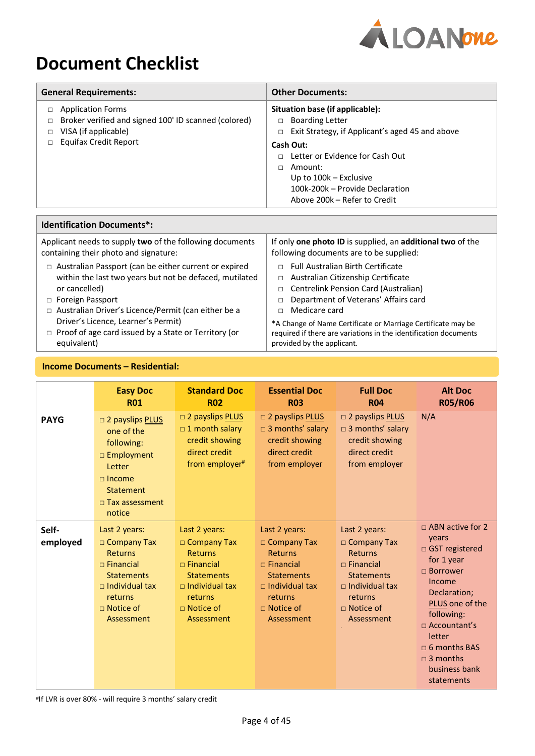# Document Checklist

| General Requirements: | Other Documents: |
|---|---|
| □ Application Forms<br>□ Broker verified and signed 100' ID scanned (colored)<br>□ VISA (if applicable)<br>□ Equifax Credit Report | **Situation base (if applicable):**<br>□ Boarding Letter<br>□ Exit Strategy, if Applicant's aged 45 and above<br>**Cash Out:**<br>□ Letter or Evidence for Cash Out<br>□ Amount:<br>Up to 100k – Exclusive<br>100k-200k – Provide Declaration<br>Above 200k – Refer to Credit |

| Identification Documents*: | |
|---|---|
| Applicant needs to supply **two** of the following documents containing their photo and signature:<br>□ Australian Passport (can be either current or expired within the last two years but not be defaced, mutilated or cancelled)<br>□ Foreign Passport<br>□ Australian Driver's Licence/Permit (can either be a Driver's Licence, Learner's Permit)<br>□ Proof of age card issued by a State or Territory (or equivalent) | If only **one photo ID** is supplied, an **additional two** of the following documents are to be supplied:<br>□ Full Australian Birth Certificate<br>□ Australian Citizenship Certificate<br>□ Centrelink Pension Card (Australian)<br>□ Department of Veterans' Affairs card<br>□ Medicare card<br>*A Change of Name Certificate or Marriage Certificate may be required if there are variations in the identification documents provided by the applicant. |

## Income Documents – Residential:

| | Easy Doc R01 | Standard Doc R02 | Essential Doc R03 | Full Doc R04 | Alt Doc R05/R06 |
|---|---|---|---|---|---|
| **PAYG** | □ 2 payslips PLUS one of the following:<br>□ Employment Letter<br>□ Income Statement<br>□ Tax assessment notice | □ 2 payslips PLUS<br>□ 1 month salary credit showing direct credit from employer# | □ 2 payslips PLUS<br>□ 3 months' salary credit showing direct credit from employer | □ 2 payslips PLUS<br>□ 3 months' salary credit showing direct credit from employer | N/A |
| **Self-employed** | Last 2 years:<br>□ Company Tax Returns<br>□ Financial Statements<br>□ Individual tax returns<br>□ Notice of Assessment | Last 2 years:<br>□ Company Tax Returns<br>□ Financial Statements<br>□ Individual tax returns<br>□ Notice of Assessment | Last 2 years:<br>□ Company Tax Returns<br>□ Financial Statements<br>□ Individual tax returns<br>□ Notice of Assessment | Last 2 years:<br>□ Company Tax Returns<br>□ Financial Statements<br>□ Individual tax returns<br>□ Notice of Assessment | □ ABN active for 2 years<br>□ GST registered for 1 year<br>□ Borrower Income Declaration; PLUS one of the following:<br>□ Accountant's letter<br>□ 6 months BAS<br>□ 3 months business bank statements |

#If LVR is over 80% - will require 3 months' salary credit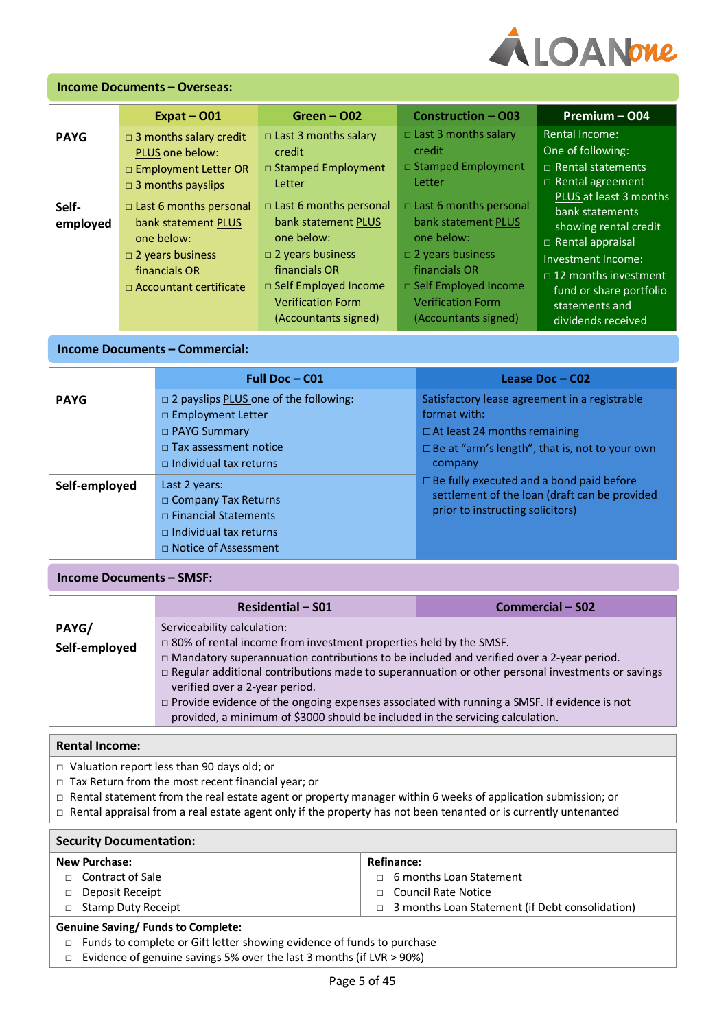## Income Documents – Overseas:

| | Expat – O01 | Green – O02 | Construction – O03 | Premium – O04 |
|---|---|---|---|---|
| **PAYG** | □ 3 months salary credit PLUS one below:<br>□ Employment Letter OR<br>□ 3 months payslips | □ Last 3 months salary credit<br>□ Stamped Employment Letter | □ Last 3 months salary credit<br>□ Stamped Employment Letter | Rental Income:<br>One of following:<br>□ Rental statements<br>□ Rental agreement PLUS at least 3 months bank statements showing rental credit<br>□ Rental appraisal<br>Investment Income:<br>□ 12 months investment fund or share portfolio statements and dividends received |
| **Self-employed** | □ Last 6 months personal bank statement PLUS one below:<br>□ 2 years business financials OR<br>□ Accountant certificate | □ Last 6 months personal bank statement PLUS one below:<br>□ 2 years business financials OR<br>□ Self Employed Income Verification Form (Accountants signed) | □ Last 6 months personal bank statement PLUS one below:<br>□ 2 years business financials OR<br>□ Self Employed Income Verification Form (Accountants signed) | |

## Income Documents – Commercial:

| | Full Doc – C01 | Lease Doc – C02 |
|---|---|---|
| **PAYG** | □ 2 payslips PLUS one of the following:<br>□ Employment Letter<br>□ PAYG Summary<br>□ Tax assessment notice<br>□ Individual tax returns | Satisfactory lease agreement in a registrable format with:<br>□ At least 24 months remaining<br>□ Be at "arm's length", that is, not to your own company<br>□ Be fully executed and a bond paid before settlement of the loan (draft can be provided prior to instructing solicitors) |
| **Self-employed** | Last 2 years:<br>□ Company Tax Returns<br>□ Financial Statements<br>□ Individual tax returns<br>□ Notice of Assessment | |

## Income Documents – SMSF:

| | Residential – S01 | Commercial – S02 |
|---|---|---|
| **PAYG/ Self-employed** | Serviceability calculation:<br>□ 80% of rental income from investment properties held by the SMSF.<br>□ Mandatory superannuation contributions to be included and verified over a 2-year period.<br>□ Regular additional contributions made to superannuation or other personal investments or savings verified over a 2-year period.<br>□ Provide evidence of the ongoing expenses associated with running a SMSF. If evidence is not provided, a minimum of $3000 should be included in the servicing calculation. | |

## Rental Income:

- □ Valuation report less than 90 days old; or
- □ Tax Return from the most recent financial year; or
- □ Rental statement from the real estate agent or property manager within 6 weeks of application submission; or
- □ Rental appraisal from a real estate agent only if the property has not been tenanted or is currently untenanted

## Security Documentation:

| New Purchase: | Refinance: |
|---|---|
| □ Contract of Sale | □ 6 months Loan Statement |
| □ Deposit Receipt | □ Council Rate Notice |
| □ Stamp Duty Receipt | □ 3 months Loan Statement (if Debt consolidation) |

**Genuine Saving/ Funds to Complete:**

- □ Funds to complete or Gift letter showing evidence of funds to purchase
- □ Evidence of genuine savings 5% over the last 3 months (if LVR > 90%)